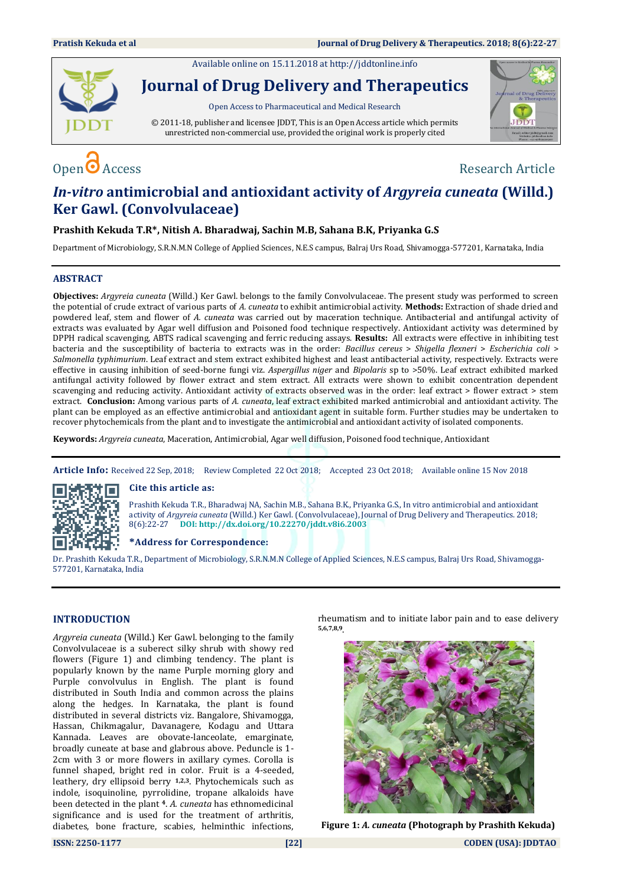Available online on 15.11.2018 at http://jddtonline.info

# Journal of Drug Delivery and Therapeutics

Open Access to Pharmaceutical and Medical Research

© 2011-18, publisher and licensee JDDT, This is an Open Access article which permits unrestricted non-commercial use, provided the original work is properly cited

Open Access Research Article

# *In-vitro* antimicrobial and antioxidant activity of *Argyreia cuneata* (Willd.) Ker Gawl. (Convolvulaceae)

**Prashith Kekuda T.R\*, Nitish A. Bharadwaj, Sachin M.B, Sahana B.K, Priyanka G.S**

Department of Microbiology, S.R.N.M.N College of Applied Sciences, N.E.S campus, Balraj Urs Road, Shivamogga-577201, Karnataka, India

## ABSTRACT

**Objectives:** *Argyreia cuneata* (Willd.) Ker Gawl. belongs to the family Convolvulaceae. The present study was performed to screen the potential of crude extract of various parts of *A. cuneata* to exhibit antimicrobial activity. **Methods:** Extraction of shade dried and powdered leaf, stem and flower of *A. cuneata* was carried out by maceration technique. Antibacterial and antifungal activity of extracts was evaluated by Agar well diffusion and Poisoned food technique respectively. Antioxidant activity was determined by DPPH radical scavenging, ABTS radical scavenging and ferric reducing assays. **Results:** All extracts were effective in inhibiting test bacteria and the susceptibility of bacteria to extracts was in the order: *Bacillus cereus* > *Shigella flexneri* > *Escherichia coli* > *Salmonella typhimurium*. Leaf extract and stem extract exhibited highest and least antibacterial activity, respectively. Extracts were effective in causing inhibition of seed-borne fungi viz. *Aspergillus niger* and *Bipolaris* sp to >50%. Leaf extract exhibited marked antifungal activity followed by flower extract and stem extract. All extracts were shown to exhibit concentration dependent scavenging and reducing activity. Antioxidant activity of extracts observed was in the order: leaf extract > flower extract > stem extract. **Conclusion:** Among various parts of *A. cuneata*, leaf extract exhibited marked antimicrobial and antioxidant activity. The plant can be employed as an effective antimicrobial and antioxidant agent in suitable form. Further studies may be undertaken to recover phytochemicals from the plant and to investigate the antimicrobial and antioxidant activity of isolated components.

**Keywords:** *Argyreia cuneata*, Maceration, Antimicrobial, Agar well diffusion, Poisoned food technique, Antioxidant

**Article Info:** Received 22 Sep, 2018; Review Completed 22 Oct 2018; Accepted 23 Oct 2018; Available online 15 Nov 2018

**Cite this article as:**

Prashith Kekuda T.R., Bharadwaj NA, Sachin M.B., Sahana B.K., Priyanka G.S., In vitro antimicrobial and antioxidant activity of *Argyreia cuneata* (Willd.) Ker Gawl. (Convolvulaceae), Journal of Drug Delivery and Therapeutics. 2018; 8(6):22-27 **DOI: http://dx.doi.org/10.22270/jddt.v8i6.2003**

**\*Address for Correspondence:**

Dr. Prashith Kekuda T.R., Department of Microbiology, S.R.N.M.N College of Applied Sciences, N.E.S campus, Balraj Urs Road, Shivamogga-577201, Karnataka, India

## INTRODUCTION

*Argyreia cuneata* (Willd.) Ker Gawl. belonging to the family Convolvulaceae is a suberect silky shrub with showy red flowers (Figure 1) and climbing tendency. The plant is popularly known by the name Purple morning glory and Purple convolvulus in English. The plant is found distributed in South India and common across the plains along the hedges. In Karnataka, the plant is found distributed in several districts viz. Bangalore, Shivamogga, Hassan, Chikmagalur, Davanagere, Kodagu and Uttara Kannada. Leaves are obovate-lanceolate, emarginate, broadly cuneate at base and glabrous above. Peduncle is 1-2cm with 3 or more flowers in axillary cymes. Corolla is funnel shaped, bright red in color. Fruit is a 4-seeded, leathery, dry ellipsoid berry [1,2,3]. Phytochemicals such as indole, isoquinoline, pyrrolidine, tropane alkaloids have been detected in the plant [4]. *A. cuneata* has ethnomedicinal significance and is used for the treatment of arthritis, diabetes, bone fracture, scabies, helminthic infections, rheumatism and to initiate labor pain and to ease delivery [5,6,7,8,9].

**Figure 1:** ***A. cuneata*** **(Photograph by Prashith Kekuda)**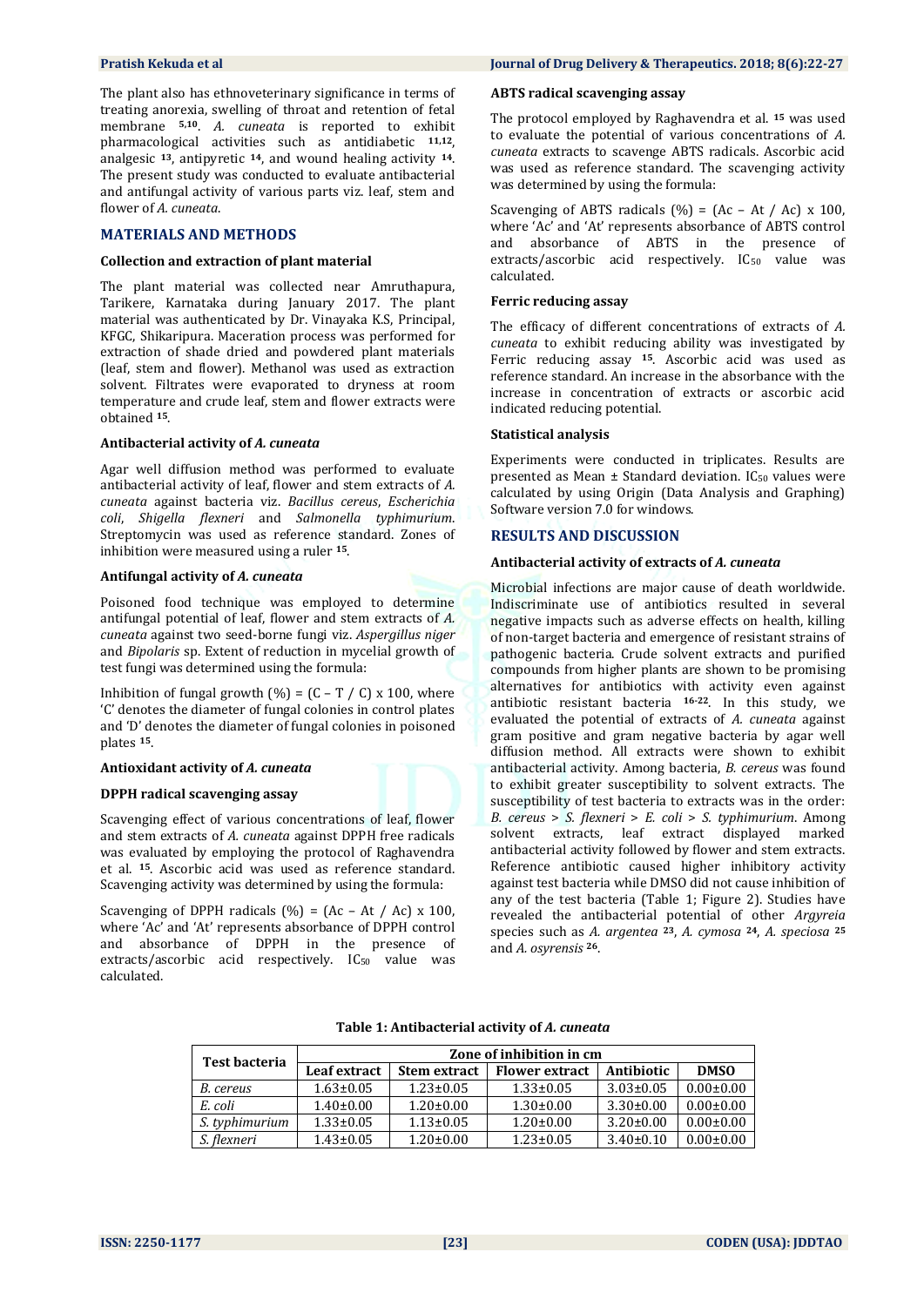The plant also has ethnoveterinary significance in terms of treating anorexia, swelling of throat and retention of fetal membrane [5,10]. *A. cuneata* is reported to exhibit pharmacological activities such as antidiabetic [11,12], analgesic [13], antipyretic [14], and wound healing activity [14]. The present study was conducted to evaluate antibacterial and antifungal activity of various parts viz. leaf, stem and flower of *A. cuneata*.

## MATERIALS AND METHODS

### Collection and extraction of plant material

The plant material was collected near Amruthapura, Tarikere, Karnataka during January 2017. The plant material was authenticated by Dr. Vinayaka K.S, Principal, KFGC, Shikaripura. Maceration process was performed for extraction of shade dried and powdered plant materials (leaf, stem and flower). Methanol was used as extraction solvent. Filtrates were evaporated to dryness at room temperature and crude leaf, stem and flower extracts were obtained [15].

### Antibacterial activity of *A. cuneata*

Agar well diffusion method was performed to evaluate antibacterial activity of leaf, flower and stem extracts of *A. cuneata* against bacteria viz. *Bacillus cereus*, *Escherichia coli*, *Shigella flexneri* and *Salmonella typhimurium*. Streptomycin was used as reference standard. Zones of inhibition were measured using a ruler [15].

### Antifungal activity of *A. cuneata*

Poisoned food technique was employed to determine antifungal potential of leaf, flower and stem extracts of *A. cuneata* against two seed-borne fungi viz. *Aspergillus niger* and *Bipolaris* sp. Extent of reduction in mycelial growth of test fungi was determined using the formula:

Inhibition of fungal growth (%) = (C – T / C) x 100, where 'C' denotes the diameter of fungal colonies in control plates and 'D' denotes the diameter of fungal colonies in poisoned plates [15].

### Antioxidant activity of *A. cuneata*

### DPPH radical scavenging assay

Scavenging effect of various concentrations of leaf, flower and stem extracts of *A. cuneata* against DPPH free radicals was evaluated by employing the protocol of Raghavendra et al. [15]. Ascorbic acid was used as reference standard. Scavenging activity was determined by using the formula:

Scavenging of DPPH radicals (%) = (Ac – At / Ac) x 100, where 'Ac' and 'At' represents absorbance of DPPH control and absorbance of DPPH in the presence of extracts/ascorbic acid respectively. $IC_{50}$ value was calculated.

### ABTS radical scavenging assay

The protocol employed by Raghavendra et al. [15] was used to evaluate the potential of various concentrations of *A. cuneata* extracts to scavenge ABTS radicals. Ascorbic acid was used as reference standard. The scavenging activity was determined by using the formula:

Scavenging of ABTS radicals (%) = (Ac – At / Ac) x 100, where 'Ac' and 'At' represents absorbance of ABTS control and absorbance of ABTS in the presence of extracts/ascorbic acid respectively. $IC_{50}$ value was calculated.

### Ferric reducing assay

The efficacy of different concentrations of extracts of *A. cuneata* to exhibit reducing ability was investigated by Ferric reducing assay [15]. Ascorbic acid was used as reference standard. An increase in the absorbance with the increase in concentration of extracts or ascorbic acid indicated reducing potential.

### Statistical analysis

Experiments were conducted in triplicates. Results are presented as Mean ± Standard deviation. $IC_{50}$ values were calculated by using Origin (Data Analysis and Graphing) Software version 7.0 for windows.

## RESULTS AND DISCUSSION

### Antibacterial activity of extracts of *A. cuneata*

Microbial infections are major cause of death worldwide. Indiscriminate use of antibiotics resulted in several negative impacts such as adverse effects on health, killing of non-target bacteria and emergence of resistant strains of pathogenic bacteria. Crude solvent extracts and purified compounds from higher plants are shown to be promising alternatives for antibiotics with activity even against antibiotic resistant bacteria [16-22]. In this study, we evaluated the potential of extracts of *A. cuneata* against gram positive and gram negative bacteria by agar well diffusion method. All extracts were shown to exhibit antibacterial activity. Among bacteria, *B. cereus* was found to exhibit greater susceptibility to solvent extracts. The susceptibility of test bacteria to extracts was in the order: *B. cereus* > *S. flexneri* > *E. coli* > *S. typhimurium*. Among solvent extracts, leaf extract displayed marked antibacterial activity followed by flower and stem extracts. Reference antibiotic caused higher inhibitory activity against test bacteria while DMSO did not cause inhibition of any of the test bacteria (Table 1; Figure 2). Studies have revealed the antibacterial potential of other *Argyreia* species such as *A. argentea* [23], *A. cymosa* [24], *A. speciosa* [25] and *A. osyrensis* [26].

**Table 1: Antibacterial activity of *A. cuneata***

| Test bacteria | Zone of inhibition in cm | | | | |
|---|---|---|---|---|---|
| | Leaf extract | Stem extract | Flower extract | Antibiotic | DMSO |
| *B. cereus* | 1.63±0.05 | 1.23±0.05 | 1.33±0.05 | 3.03±0.05 | 0.00±0.00 |
| *E. coli* | 1.40±0.00 | 1.20±0.00 | 1.30±0.00 | 3.30±0.00 | 0.00±0.00 |
| *S. typhimurium* | 1.33±0.05 | 1.13±0.05 | 1.20±0.00 | 3.20±0.00 | 0.00±0.00 |
| *S. flexneri* | 1.43±0.05 | 1.20±0.00 | 1.23±0.05 | 3.40±0.10 | 0.00±0.00 |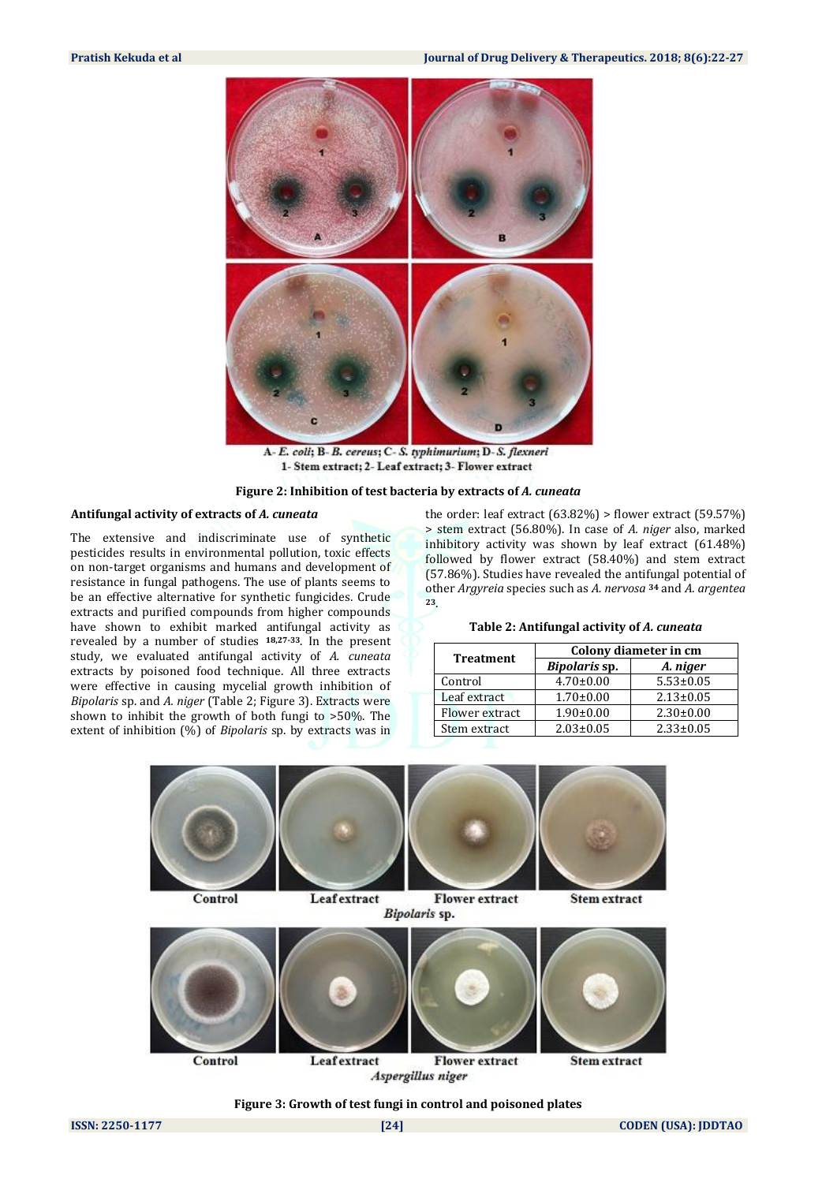A- *E. coli*; B- *B. cereus*; C- *S. typhimurium*; D- *S. flexneri*
1- Stem extract; 2- Leaf extract; 3- Flower extract

**Figure 2: Inhibition of test bacteria by extracts of *A. cuneata***

### Antifungal activity of extracts of *A. cuneata*

The extensive and indiscriminate use of synthetic pesticides results in environmental pollution, toxic effects on non-target organisms and humans and development of resistance in fungal pathogens. The use of plants seems to be an effective alternative for synthetic fungicides. Crude extracts and purified compounds from higher compounds have shown to exhibit marked antifungal activity as revealed by a number of studies [18,27-33]. In the present study, we evaluated antifungal activity of *A. cuneata* extracts by poisoned food technique. All three extracts were effective in causing mycelial growth inhibition of *Bipolaris* sp. and *A. niger* (Table 2; Figure 3). Extracts were shown to inhibit the growth of both fungi to >50%. The extent of inhibition (%) of *Bipolaris* sp. by extracts was in the order: leaf extract (63.82%) > flower extract (59.57%) > stem extract (56.80%). In case of *A. niger* also, marked inhibitory activity was shown by leaf extract (61.48%) followed by flower extract (58.40%) and stem extract (57.86%). Studies have revealed the antifungal potential of other *Argyreia* species such as *A. nervosa* [34] and *A. argentea* [23].

**Table 2: Antifungal activity of *A. cuneata***

| Treatment | Colony diameter in cm | |
|---|---|---|
| | ***Bipolaris* sp.** | ***A. niger*** |
| Control | 4.70±0.00 | 5.53±0.05 |
| Leaf extract | 1.70±0.00 | 2.13±0.05 |
| Flower extract | 1.90±0.00 | 2.30±0.00 |
| Stem extract | 2.03±0.05 | 2.33±0.05 |

Control Leaf extract Flower extract Stem extract
*Bipolaris* sp.

Control Leaf extract Flower extract Stem extract
*Aspergillus niger*

**Figure 3: Growth of test fungi in control and poisoned plates**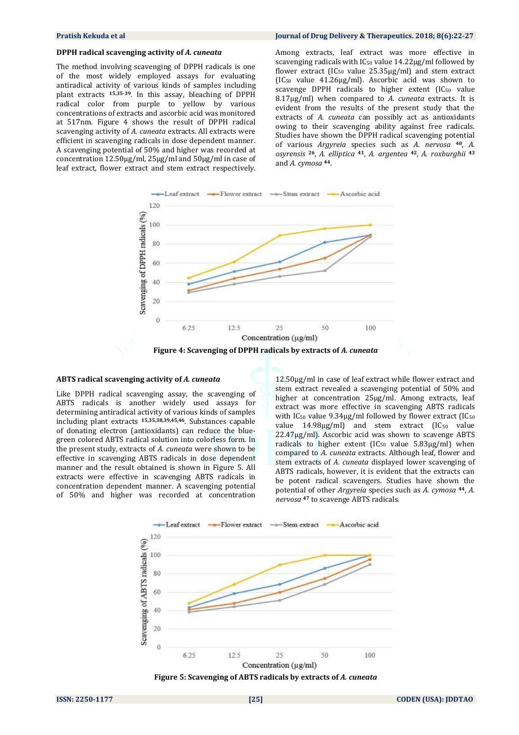### DPPH radical scavenging activity of *A. cuneata*

The method involving scavenging of DPPH radicals is one of the most widely employed assays for evaluating antiradical activity of various kinds of samples including plant extracts [15,35-39]. In this assay, bleaching of DPPH radical color from purple to yellow by various concentrations of extracts and ascorbic acid was monitored at 517nm. Figure 4 shows the result of DPPH radical scavenging activity of *A. cuneata* extracts. All extracts were efficient in scavenging radicals in dose dependent manner. A scavenging potential of 50% and higher was recorded at concentration 12.50µg/ml, 25µg/ml and 50µg/ml in case of leaf extract, flower extract and stem extract respectively. Among extracts, leaf extract was more effective in scavenging radicals with $IC_{50}$ value 14.22µg/ml followed by flower extract ($IC_{50}$ value 25.35µg/ml) and stem extract ($IC_{50}$ value 41.26µg/ml). Ascorbic acid was shown to scavenge DPPH radicals to higher extent ($IC_{50}$ value 8.17µg/ml) when compared to *A. cuneata* extracts. It is evident from the results of the present study that the extracts of *A. cuneata* can possibly act as antioxidants owing to their scavenging ability against free radicals. Studies have shown the DPPH radical scavenging potential of various *Argyreia* species such as *A. nervosa* [40], *A. osyrensis* [26], *A. elliptica* [41], *A. argentea* [42], *A. roxburghii* [43] and *A. cymosa* [44].

Leaf extract
Flower extract
Stem extract
Ascorbic acid
Scavenging of DPPH radicals (%)
120
100
80
60
40
20
0
6.25
12.5
25
50
100
Concentration (µg/ml)

**Figure 4: Scavenging of DPPH radicals by extracts of *A. cuneata***

### ABTS radical scavenging activity of *A. cuneata*

Like DPPH radical scavenging assay, the scavenging of ABTS radicals is another widely used assays for determining antiradical activity of various kinds of samples including plant extracts [15,35,38,39,45,46]. Substances capable of donating electron (antioxidants) can reduce the blue-green colored ABTS radical solution into colorless form. In the present study, extracts of *A. cuneata* were shown to be effective in scavenging ABTS radicals in dose dependent manner and the result obtained is shown in Figure 5. All extracts were effective in scavenging ABTS radicals in concentration dependent manner. A scavenging potential of 50% and higher was recorded at concentration 12.50µg/ml in case of leaf extract while flower extract and stem extract revealed a scavenging potential of 50% and higher at concentration 25µg/ml. Among extracts, leaf extract was more effective in scavenging ABTS radicals with $IC_{50}$ value 9.34µg/ml followed by flower extract ($IC_{50}$ value 14.98µg/ml) and stem extract ($IC_{50}$ value 22.47µg/ml). Ascorbic acid was shown to scavenge ABTS radicals to higher extent ($IC_{50}$ value 5.83µg/ml) when compared to *A. cuneata* extracts. Although leaf, flower and stem extracts of *A. cuneata* displayed lower scavenging of ABTS radicals, however, it is evident that the extracts can be potent radical scavengers. Studies have shown the potential of other *Argyreia* species such as *A. cymosa* [44], *A. nervosa* [47] to scavenge ABTS radicals.

Leaf extract
Flower extract
Stem extract
Ascorbic acid
Scavenging of ABTS radicals (%)
120
100
80
60
40
20
0
6.25
12.5
25
50
100
Concentration (µg/ml)

**Figure 5: Scavenging of ABTS radicals by extracts of *A. cuneata***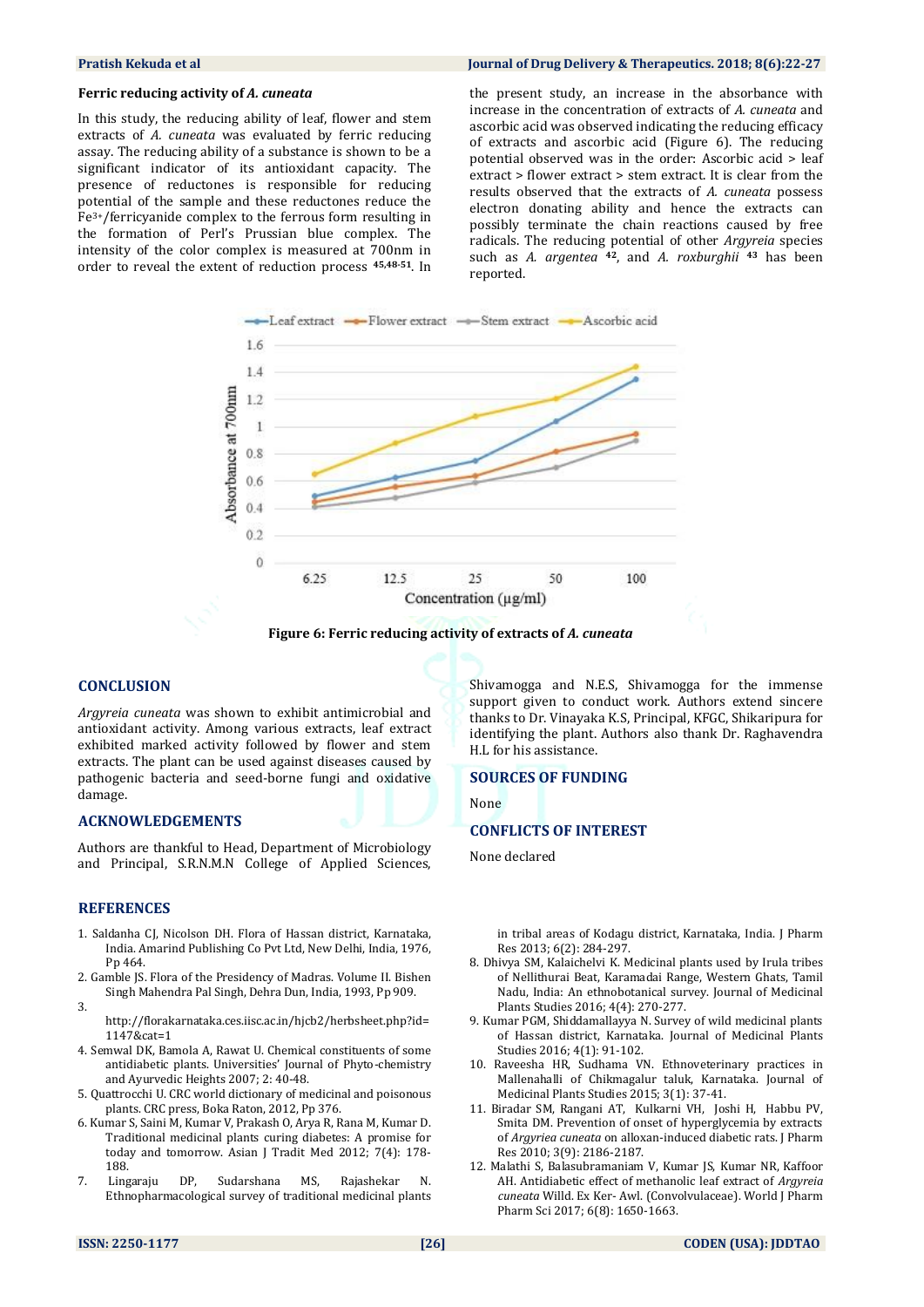### Ferric reducing activity of *A. cuneata*

In this study, the reducing ability of leaf, flower and stem extracts of *A. cuneata* was evaluated by ferric reducing assay. The reducing ability of a substance is shown to be a significant indicator of its antioxidant capacity. The presence of reductones is responsible for reducing potential of the sample and these reductones reduce the $Fe^{3+}$/ferricyanide complex to the ferrous form resulting in the formation of Perl's Prussian blue complex. The intensity of the color complex is measured at 700nm in order to reveal the extent of reduction process [45,48-51]. In the present study, an increase in the absorbance with increase in the concentration of extracts of *A. cuneata* and ascorbic acid was observed indicating the reducing efficacy of extracts and ascorbic acid (Figure 6). The reducing potential observed was in the order: Ascorbic acid > leaf extract > flower extract > stem extract. It is clear from the results observed that the extracts of *A. cuneata* possess electron donating ability and hence the extracts can possibly terminate the chain reactions caused by free radicals. The reducing potential of other *Argyreia* species such as *A. argentea* [42], and *A. roxburghii* [43] has been reported.

Leaf extract, Flower extract, Stem extract, Ascorbic acid

Absorbance at 700nm

1.6, 1.4, 1.2, 1, 0.8, 0.6, 0.4, 0.2, 0

6.25, 12.5, 25, 50, 100

Concentration (µg/ml)

**Figure 6: Ferric reducing activity of extracts of *A. cuneata***

## CONCLUSION

*Argyreia cuneata* was shown to exhibit antimicrobial and antioxidant activity. Among various extracts, leaf extract exhibited marked activity followed by flower and stem extracts. The plant can be used against diseases caused by pathogenic bacteria and seed-borne fungi and oxidative damage.

## ACKNOWLEDGEMENTS

Authors are thankful to Head, Department of Microbiology and Principal, S.R.N.M.N College of Applied Sciences, Shivamogga and N.E.S, Shivamogga for the immense support given to conduct work. Authors extend sincere thanks to Dr. Vinayaka K.S, Principal, KFGC, Shikaripura for identifying the plant. Authors also thank Dr. Raghavendra H.L for his assistance.

## SOURCES OF FUNDING

None

## CONFLICTS OF INTEREST

None declared

## REFERENCES

1. Saldanha CJ, Nicolson DH. Flora of Hassan district, Karnataka, India. Amarind Publishing Co Pvt Ltd, New Delhi, India, 1976, Pp 464.
2. Gamble JS. Flora of the Presidency of Madras. Volume II. Bishen Singh Mahendra Pal Singh, Dehra Dun, India, 1993, Pp 909.
3. http://florakarnataka.ces.iisc.ac.in/hjcb2/herbsheet.php?id=1147&cat=1
4. Semwal DK, Bamola A, Rawat U. Chemical constituents of some antidiabetic plants. Universities' Journal of Phyto-chemistry and Ayurvedic Heights 2007; 2: 40-48.
5. Quattrocchi U. CRC world dictionary of medicinal and poisonous plants. CRC press, Boka Raton, 2012, Pp 376.
6. Kumar S, Saini M, Kumar V, Prakash O, Arya R, Rana M, Kumar D. Traditional medicinal plants curing diabetes: A promise for today and tomorrow. Asian J Tradit Med 2012; 7(4): 178-188.
7. Lingaraju DP, Sudarshana MS, Rajashekar N. Ethnopharmacological survey of traditional medicinal plants in tribal areas of Kodagu district, Karnataka, India. J Pharm Res 2013; 6(2): 284-297.
8. Dhivya SM, Kalaichelvi K. Medicinal plants used by Irula tribes of Nellithurai Beat, Karamadai Range, Western Ghats, Tamil Nadu, India: An ethnobotanical survey. Journal of Medicinal Plants Studies 2016; 4(4): 270-277.
9. Kumar PGM, Shiddamallayya N. Survey of wild medicinal plants of Hassan district, Karnataka. Journal of Medicinal Plants Studies 2016; 4(1): 91-102.
10. Raveesha HR, Sudhama VN. Ethnoveterinary practices in Mallenahalli of Chikmagalur taluk, Karnataka. Journal of Medicinal Plants Studies 2015; 3(1): 37-41.
11. Biradar SM, Rangani AT, Kulkarni VH, Joshi H, Habbu PV, Smita DM. Prevention of onset of hyperglycemia by extracts of *Argyriea cuneata* on alloxan-induced diabetic rats. J Pharm Res 2010; 3(9): 2186-2187.
12. Malathi S, Balasubramaniam V, Kumar JS, Kumar NR, Kaffoor AH. Antidiabetic effect of methanolic leaf extract of *Argyreia cuneata* Willd. Ex Ker- Awl. (Convolvulaceae). World J Pharm Pharm Sci 2017; 6(8): 1650-1663.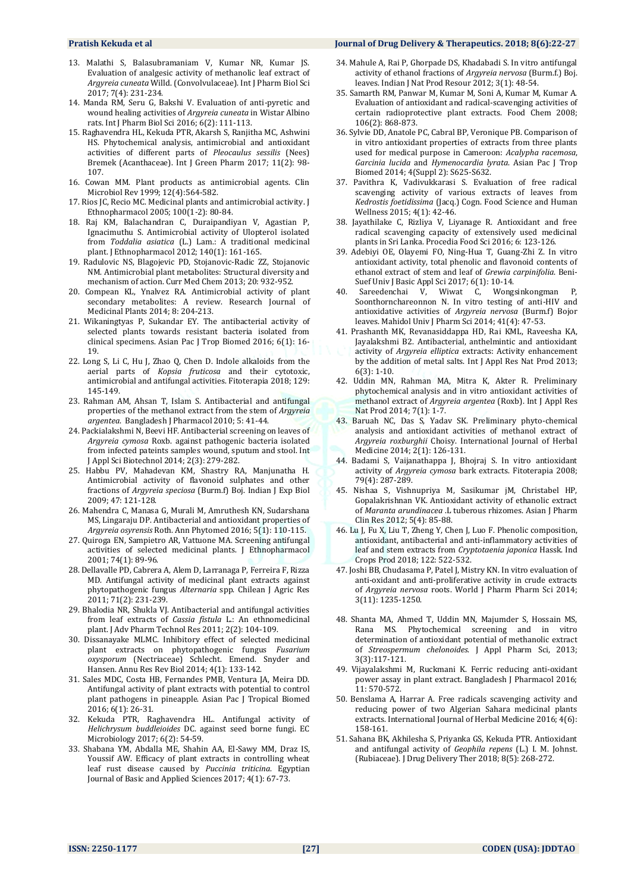13. Malathi S, Balasubramaniam V, Kumar NR, Kumar JS. Evaluation of analgesic activity of methanolic leaf extract of *Argyreia cuneata* Willd. (Convolvulaceae). Int J Pharm Biol Sci 2017; 7(4): 231-234.
14. Manda RM, Seru G, Bakshi V. Evaluation of anti-pyretic and wound healing activities of *Argyreia cuneata* in Wistar Albino rats. Int J Pharm Biol Sci 2016; 6(2): 111-113.
15. Raghavendra HL, Kekuda PTR, Akarsh S, Ranjitha MC, Ashwini HS. Phytochemical analysis, antimicrobial and antioxidant activities of different parts of *Pleocaulus sessilis* (Nees) Bremek (Acanthaceae). Int J Green Pharm 2017; 11(2): 98-107.
16. Cowan MM. Plant products as antimicrobial agents. Clin Microbiol Rev 1999; 12(4):564-582.
17. Rios JC, Recio MC. Medicinal plants and antimicrobial activity. J Ethnopharmacol 2005; 100(1-2): 80-84.
18. Raj KM, Balachandran C, Duraipandiyan V, Agastian P, Ignacimuthu S. Antimicrobial activity of Ulopterol isolated from *Toddalia asiatica* (L.) Lam.: A traditional medicinal plant. J Ethnopharmacol 2012; 140(1): 161-165.
19. Radulovic NS, Blagojevic PD, Stojanovic-Radic ZZ, Stojanovic NM. Antimicrobial plant metabolites: Structural diversity and mechanism of action. Curr Med Chem 2013; 20: 932-952.
20. Compean KL, Ynalvez RA. Antimicrobial activity of plant secondary metabolites: A review. Research Journal of Medicinal Plants 2014; 8: 204-213.
21. Wikaningtyas P, Sukandar EY. The antibacterial activity of selected plants towards resistant bacteria isolated from clinical specimens. Asian Pac J Trop Biomed 2016; 6(1): 16-19.
22. Long S, Li C, Hu J, Zhao Q, Chen D. Indole alkaloids from the aerial parts of *Kopsia fruticosa* and their cytotoxic, antimicrobial and antifungal activities. Fitoterapia 2018; 129: 145-149.
23. Rahman AM, Ahsan T, Islam S. Antibacterial and antifungal properties of the methanol extract from the stem of *Argyreia argentea*. Bangladesh J Pharmacol 2010; 5: 41-44.
24. Packialakshmi N, Beevi HF. Antibacterial screening on leaves of *Argyreia cymosa* Roxb. against pathogenic bacteria isolated from infected pateints samples wound, sputum and stool. Int J Appl Sci Biotechnol 2014; 2(3): 279-282.
25. Habbu PV, Mahadevan KM, Shastry RA, Manjunatha H. Antimicrobial activity of flavonoid sulphates and other fractions of *Argyreia speciosa* (Burm.f) Boj. Indian J Exp Biol 2009; 47: 121-128.
26. Mahendra C, Manasa G, Murali M, Amruthesh KN, Sudarshana MS, Lingaraju DP. Antibacterial and antioxidant properties of *Argyreia osyrensis* Roth. Ann Phytomed 2016; 5(1): 110-115.
27. Quiroga EN, Sampietro AR, Vattuone MA. Screening antifungal activities of selected medicinal plants. J Ethnopharmacol 2001; 74(1): 89-96.
28. Dellavalle PD, Cabrera A, Alem D, Larranaga P, Ferreira F, Rizza MD. Antifungal activity of medicinal plant extracts against phytopathogenic fungus *Alternaria* spp. Chilean J Agric Res 2011; 71(2): 231-239.
29. Bhalodia NR, Shukla VJ. Antibacterial and antifungal activities from leaf extracts of *Cassia fistula* L.: An ethnomedicinal plant. J Adv Pharm Technol Res 2011; 2(2): 104-109.
30. Dissanayake MLMC. Inhibitory effect of selected medicinal plant extracts on phytopathogenic fungus *Fusarium oxysporum* (Nectriaceae) Schlecht. Emend. Snyder and Hansen. Annu Res Rev Biol 2014; 4(1): 133-142.
31. Sales MDC, Costa HB, Fernandes PMB, Ventura JA, Meira DD. Antifungal activity of plant extracts with potential to control plant pathogens in pineapple. Asian Pac J Tropical Biomed 2016; 6(1): 26-31.
32. Kekuda PTR, Raghavendra HL. Antifungal activity of *Helichrysum buddleioides* DC. against seed borne fungi. EC Microbiology 2017; 6(2): 54-59.
33. Shabana YM, Abdalla ME, Shahin AA, El-Sawy MM, Draz IS, Youssif AW. Efficacy of plant extracts in controlling wheat leaf rust disease caused by *Puccinia triticina*. Egyptian Journal of Basic and Applied Sciences 2017; 4(1): 67-73.
34. Mahule A, Rai P, Ghorpade DS, Khadabadi S. In vitro antifungal activity of ethanol fractions of *Argyreia nervosa* (Burm.f.) Boj. leaves. Indian J Nat Prod Resour 2012; 3(1): 48-54.
35. Samarth RM, Panwar M, Kumar M, Soni A, Kumar M, Kumar A. Evaluation of antioxidant and radical-scavenging activities of certain radioprotective plant extracts. Food Chem 2008; 106(2): 868-873.
36. Sylvie DD, Anatole PC, Cabral BP, Veronique PB. Comparison of in vitro antioxidant properties of extracts from three plants used for medical purpose in Cameroon: *Acalypha racemosa*, *Garcinia lucida* and *Hymenocardia lyrata*. Asian Pac J Trop Biomed 2014; 4(Suppl 2): S625-S632.
37. Pavithra K, Vadivukkarasi S. Evaluation of free radical scavenging activity of various extracts of leaves from *Kedrostis foetidissima* (Jacq.) Cogn. Food Science and Human Wellness 2015; 4(1): 42-46.
38. Jayathilake C, Rizliya V, Liyanage R. Antioxidant and free radical scavenging capacity of extensively used medicinal plants in Sri Lanka. Procedia Food Sci 2016; 6: 123-126.
39. Adebiyi OE, Olayemi FO, Ning-Hua T, Guang-Zhi Z. In vitro antioxidant activity, total phenolic and flavonoid contents of ethanol extract of stem and leaf of *Grewia carpinifolia*. Beni-Suef Univ J Basic Appl Sci 2017; 6(1): 10-14.
40. Sareedenchai V, Wiwat C, Wongsinkongman P, Soonthornchareonnon N. In vitro testing of anti-HIV and antioxidative activities of *Argyreia nervosa* (Burm.f) Bojor leaves. Mahidol Univ J Pharm Sci 2014; 41(4): 47-53.
41. Prashanth MK, Revanasiddappa HD, Rai KML, Raveesha KA, Jayalakshmi B2. Antibacterial, anthelmintic and antioxidant activity of *Argyreia elliptica* extracts: Activity enhancement by the addition of metal salts. Int J Appl Res Nat Prod 2013; 6(3): 1-10.
42. Uddin MN, Rahman MA, Mitra K, Akter R. Preliminary phytochemical analysis and in vitro antioxidant activities of methanol extract of *Argyreia argentea* (Roxb). Int J Appl Res Nat Prod 2014; 7(1): 1-7.
43. Baruah NC, Das S, Yadav SK. Preliminary phyto-chemical analysis and antioxidant activities of methanol extract of *Argyreia roxburghii* Choisy. International Journal of Herbal Medicine 2014; 2(1): 126-131.
44. Badami S, Vaijanathappa J, Bhojraj S. In vitro antioxidant activity of *Argyreia cymosa* bark extracts. Fitoterapia 2008; 79(4): 287-289.
45. Nishaa S, Vishnupriya M, Sasikumar jM, Christabel HP, Gopalakrishnan VK. Antioxidant activity of ethanolic extract of *Maranta arundinacea* .L tuberous rhizomes. Asian J Pharm Clin Res 2012; 5(4): 85-88.
46. Lu J, Fu X, Liu T, Zheng Y, Chen J, Luo F. Phenolic composition, antioxidant, antibacterial and anti-inflammatory activities of leaf and stem extracts from *Cryptotaenia japonica* Hassk. Ind Crops Prod 2018; 122: 522-532.
47. Joshi BB, Chudasama P, Patel J, Mistry KN. In vitro evaluation of anti-oxidant and anti-proliferative activity in crude extracts of *Argyreia nervosa* roots. World J Pharm Pharm Sci 2014; 3(11): 1235-1250.
48. Shanta MA, Ahmed T, Uddin MN, Majumder S, Hossain MS, Rana MS. Phytochemical screening and in vitro determination of antioxidant potential of methanolic extract of *Streospermum chelonoides*. J Appl Pharm Sci, 2013; 3(3):117-121.
49. Vijayalakshmi M, Ruckmani K. Ferric reducing anti-oxidant power assay in plant extract. Bangladesh J Pharmacol 2016; 11: 570-572.
50. Benslama A, Harrar A. Free radicals scavenging activity and reducing power of two Algerian Sahara medicinal plants extracts. International Journal of Herbal Medicine 2016; 4(6): 158-161.
51. Sahana BK, Akhilesha S, Priyanka GS, Kekuda PTR. Antioxidant and antifungal activity of *Geophila repens* (L.) I. M. Johnst. (Rubiaceae). J Drug Delivery Ther 2018; 8(5): 268-272.